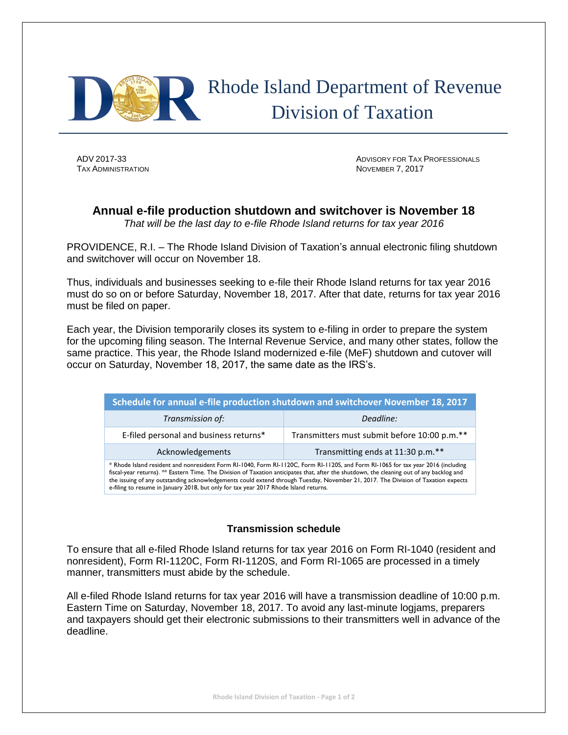# Rhode Island Department of Revenue
## Division of Taxation

ADV 2017-33
TAX ADMINISTRATION

ADVISORY FOR TAX PROFESSIONALS
NOVEMBER 7, 2017

## Annual e-file production shutdown and switchover is November 18

*That will be the last day to e-file Rhode Island returns for tax year 2016*

PROVIDENCE, R.I. – The Rhode Island Division of Taxation's annual electronic filing shutdown and switchover will occur on November 18.

Thus, individuals and businesses seeking to e-file their Rhode Island returns for tax year 2016 must do so on or before Saturday, November 18, 2017. After that date, returns for tax year 2016 must be filed on paper.

Each year, the Division temporarily closes its system to e-filing in order to prepare the system for the upcoming filing season. The Internal Revenue Service, and many other states, follow the same practice. This year, the Rhode Island modernized e-file (MeF) shutdown and cutover will occur on Saturday, November 18, 2017, the same date as the IRS's.

| Schedule for annual e-file production shutdown and switchover November 18, 2017 | |
|---|---|
| *Transmission of:* | *Deadline:* |
| E-filed personal and business returns* | Transmitters must submit before 10:00 p.m.** |
| Acknowledgements | Transmitting ends at 11:30 p.m.** |

\* Rhode Island resident and nonresident Form RI-1040, Form RI-1120C, Form RI-1120S, and Form RI-1065 for tax year 2016 (including fiscal-year returns). ** Eastern Time. The Division of Taxation anticipates that, after the shutdown, the cleaning out of any backlog and the issuing of any outstanding acknowledgements could extend through Tuesday, November 21, 2017. The Division of Taxation expects e-filing to resume in January 2018, but only for tax year 2017 Rhode Island returns.

### Transmission schedule

To ensure that all e-filed Rhode Island returns for tax year 2016 on Form RI-1040 (resident and nonresident), Form RI-1120C, Form RI-1120S, and Form RI-1065 are processed in a timely manner, transmitters must abide by the schedule.

All e-filed Rhode Island returns for tax year 2016 will have a transmission deadline of 10:00 p.m. Eastern Time on Saturday, November 18, 2017. To avoid any last-minute logjams, preparers and taxpayers should get their electronic submissions to their transmitters well in advance of the deadline.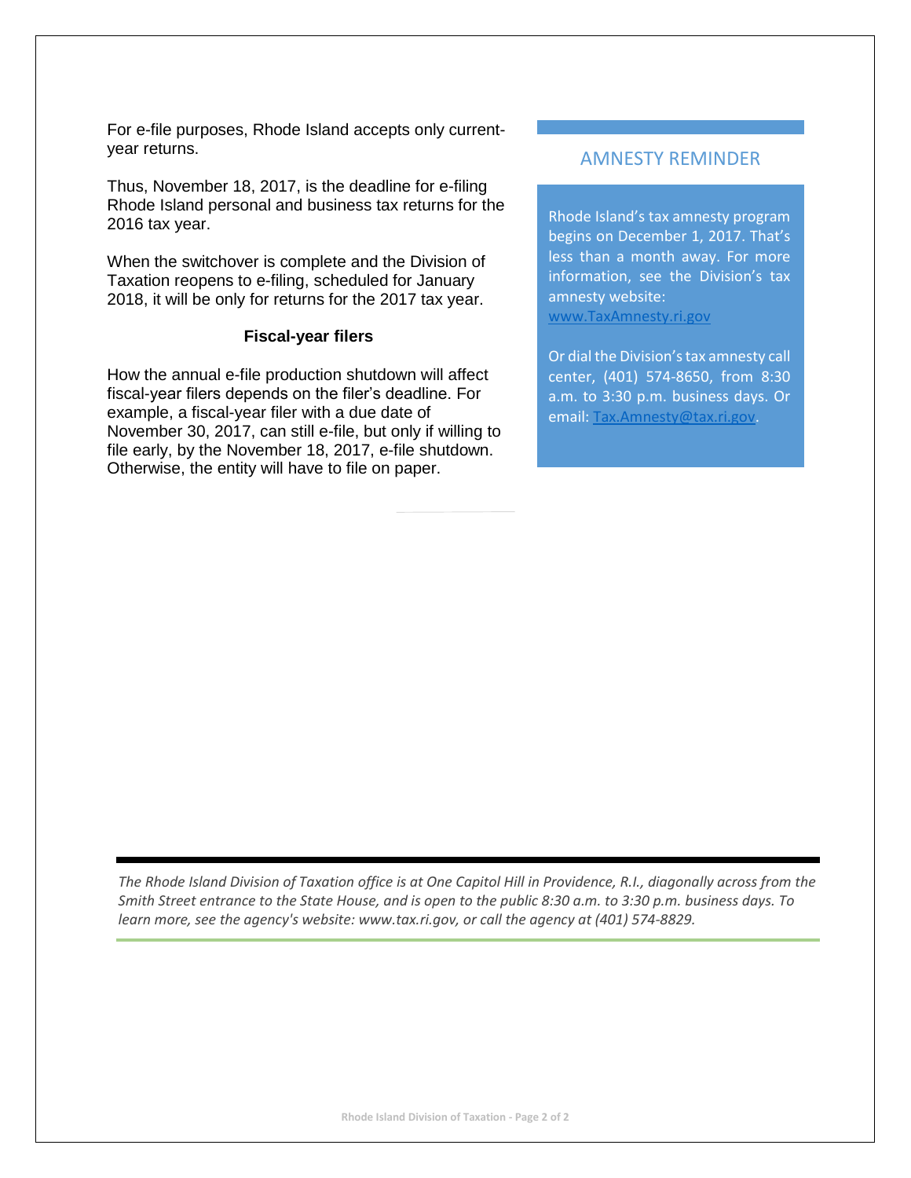For e-file purposes, Rhode Island accepts only current-year returns.

Thus, November 18, 2017, is the deadline for e-filing Rhode Island personal and business tax returns for the 2016 tax year.

When the switchover is complete and the Division of Taxation reopens to e-filing, scheduled for January 2018, it will be only for returns for the 2017 tax year.

### Fiscal-year filers

How the annual e-file production shutdown will affect fiscal-year filers depends on the filer's deadline. For example, a fiscal-year filer with a due date of November 30, 2017, can still e-file, but only if willing to file early, by the November 18, 2017, e-file shutdown. Otherwise, the entity will have to file on paper.

## AMNESTY REMINDER

Rhode Island's tax amnesty program begins on December 1, 2017. That's less than a month away. For more information, see the Division's tax amnesty website: [www.TaxAmnesty.ri.gov](http://www.TaxAmnesty.ri.gov)

Or dial the Division's tax amnesty call center, (401) 574-8650, from 8:30 a.m. to 3:30 p.m. business days. Or email: [Tax.Amnesty@tax.ri.gov](mailto:Tax.Amnesty@tax.ri.gov).

---

*The Rhode Island Division of Taxation office is at One Capitol Hill in Providence, R.I., diagonally across from the Smith Street entrance to the State House, and is open to the public 8:30 a.m. to 3:30 p.m. business days. To learn more, see the agency's website: www.tax.ri.gov, or call the agency at (401) 574-8829.*